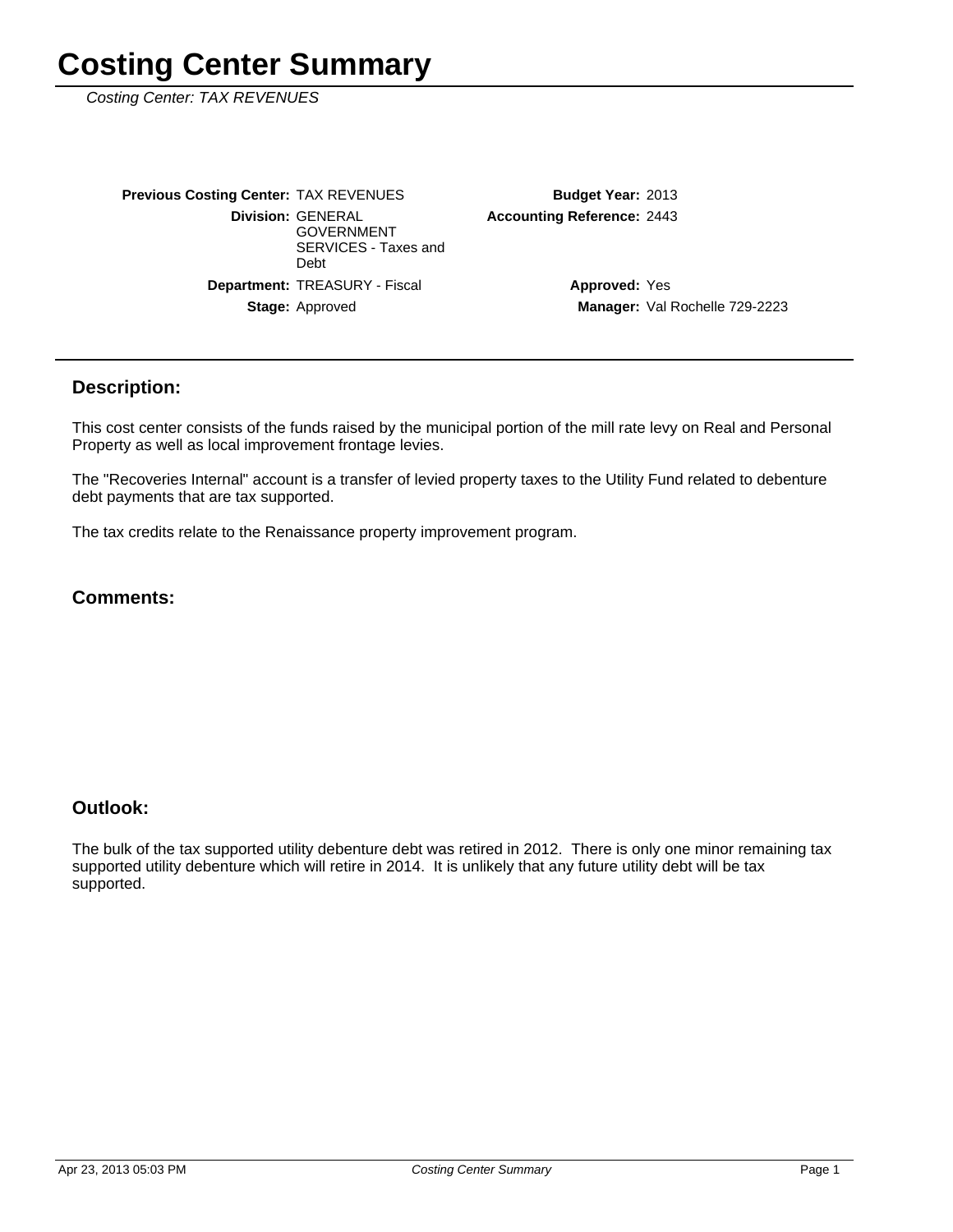# Costing Center Summary

*Costing Center: TAX REVENUES*

| | | | |
|---|---|---|---|
| **Previous Costing Center:** | TAX REVENUES | **Budget Year:** | 2013 |
| **Division:** | GENERAL GOVERNMENT SERVICES - Taxes and Debt | **Accounting Reference:** | 2443 |
| **Department:** | TREASURY - Fiscal | **Approved:** | Yes |
| **Stage:** | Approved | **Manager:** | Val Rochelle 729-2223 |

## Description:

This cost center consists of the funds raised by the municipal portion of the mill rate levy on Real and Personal Property as well as local improvement frontage levies.

The "Recoveries Internal" account is a transfer of levied property taxes to the Utility Fund related to debenture debt payments that are tax supported.

The tax credits relate to the Renaissance property improvement program.

## Comments:

## Outlook:

The bulk of the tax supported utility debenture debt was retired in 2012. There is only one minor remaining tax supported utility debenture which will retire in 2014. It is unlikely that any future utility debt will be tax supported.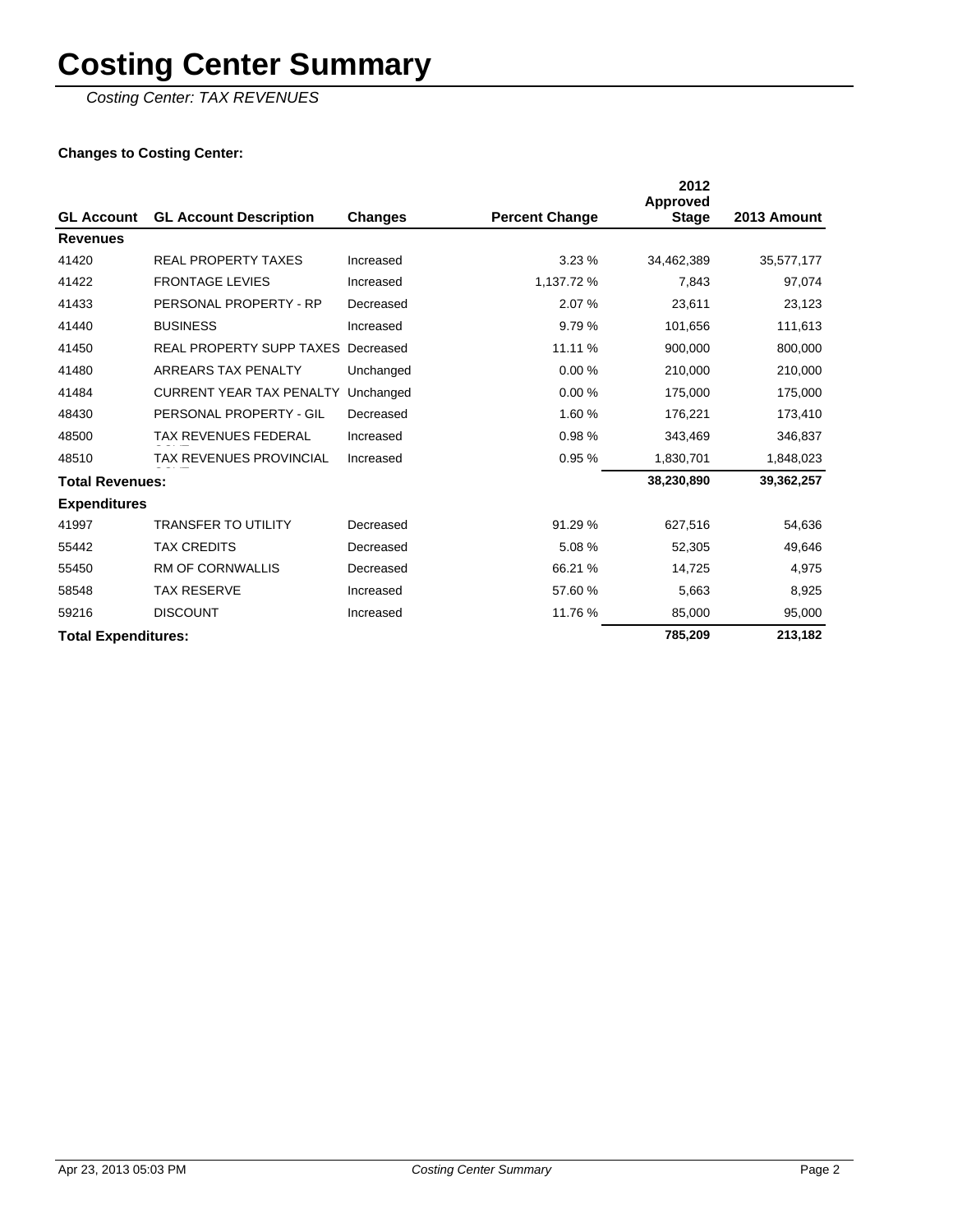# Costing Center Summary

*Costing Center: TAX REVENUES*

**Changes to Costing Center:**

| GL Account | GL Account Description | Changes | Percent Change | 2012 Approved Stage | 2013 Amount |
|---|---|---|---|---|---|
| **Revenues** | | | | | |
| 41420 | REAL PROPERTY TAXES | Increased | 3.23 % | 34,462,389 | 35,577,177 |
| 41422 | FRONTAGE LEVIES | Increased | 1,137.72 % | 7,843 | 97,074 |
| 41433 | PERSONAL PROPERTY - RP | Decreased | 2.07 % | 23,611 | 23,123 |
| 41440 | BUSINESS | Increased | 9.79 % | 101,656 | 111,613 |
| 41450 | REAL PROPERTY SUPP TAXES | Decreased | 11.11 % | 900,000 | 800,000 |
| 41480 | ARREARS TAX PENALTY | Unchanged | 0.00 % | 210,000 | 210,000 |
| 41484 | CURRENT YEAR TAX PENALTY | Unchanged | 0.00 % | 175,000 | 175,000 |
| 48430 | PERSONAL PROPERTY - GIL | Decreased | 1.60 % | 176,221 | 173,410 |
| 48500 | TAX REVENUES FEDERAL | Increased | 0.98 % | 343,469 | 346,837 |
| 48510 | TAX REVENUES PROVINCIAL | Increased | 0.95 % | 1,830,701 | 1,848,023 |
| **Total Revenues:** | | | | **38,230,890** | **39,362,257** |
| **Expenditures** | | | | | |
| 41997 | TRANSFER TO UTILITY | Decreased | 91.29 % | 627,516 | 54,636 |
| 55442 | TAX CREDITS | Decreased | 5.08 % | 52,305 | 49,646 |
| 55450 | RM OF CORNWALLIS | Decreased | 66.21 % | 14,725 | 4,975 |
| 58548 | TAX RESERVE | Increased | 57.60 % | 5,663 | 8,925 |
| 59216 | DISCOUNT | Increased | 11.76 % | 85,000 | 95,000 |
| **Total Expenditures:** | | | | **785,209** | **213,182** |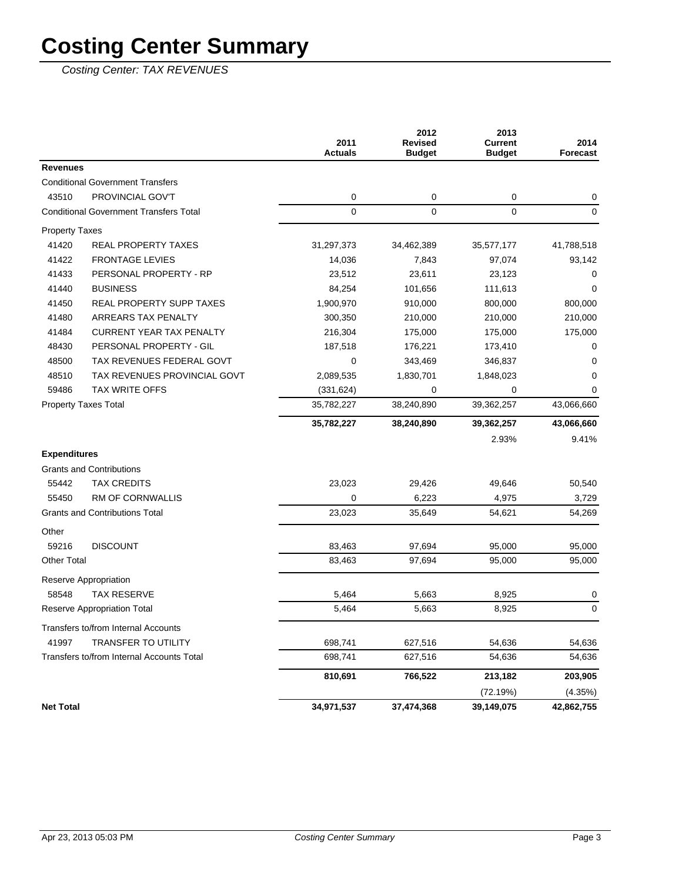# Costing Center Summary

*Costing Center: TAX REVENUES*

| | | 2011 Actuals | 2012 Revised Budget | 2013 Current Budget | 2014 Forecast |
|---|---|---|---|---|---|
| **Revenues** | | | | | |
| Conditional Government Transfers | | | | | |
| 43510 | PROVINCIAL GOV'T | 0 | 0 | 0 | 0 |
| Conditional Government Transfers Total | | 0 | 0 | 0 | 0 |
| Property Taxes | | | | | |
| 41420 | REAL PROPERTY TAXES | 31,297,373 | 34,462,389 | 35,577,177 | 41,788,518 |
| 41422 | FRONTAGE LEVIES | 14,036 | 7,843 | 97,074 | 93,142 |
| 41433 | PERSONAL PROPERTY - RP | 23,512 | 23,611 | 23,123 | 0 |
| 41440 | BUSINESS | 84,254 | 101,656 | 111,613 | 0 |
| 41450 | REAL PROPERTY SUPP TAXES | 1,900,970 | 910,000 | 800,000 | 800,000 |
| 41480 | ARREARS TAX PENALTY | 300,350 | 210,000 | 210,000 | 210,000 |
| 41484 | CURRENT YEAR TAX PENALTY | 216,304 | 175,000 | 175,000 | 175,000 |
| 48430 | PERSONAL PROPERTY - GIL | 187,518 | 176,221 | 173,410 | 0 |
| 48500 | TAX REVENUES FEDERAL GOVT | 0 | 343,469 | 346,837 | 0 |
| 48510 | TAX REVENUES PROVINCIAL GOVT | 2,089,535 | 1,830,701 | 1,848,023 | 0 |
| 59486 | TAX WRITE OFFS | (331,624) | 0 | 0 | 0 |
| Property Taxes Total | | 35,782,227 | 38,240,890 | 39,362,257 | 43,066,660 |
| | | **35,782,227** | **38,240,890** | **39,362,257** | **43,066,660** |
| | | | | 2.93% | 9.41% |
| **Expenditures** | | | | | |
| Grants and Contributions | | | | | |
| 55442 | TAX CREDITS | 23,023 | 29,426 | 49,646 | 50,540 |
| 55450 | RM OF CORNWALLIS | 0 | 6,223 | 4,975 | 3,729 |
| Grants and Contributions Total | | 23,023 | 35,649 | 54,621 | 54,269 |
| Other | | | | | |
| 59216 | DISCOUNT | 83,463 | 97,694 | 95,000 | 95,000 |
| Other Total | | 83,463 | 97,694 | 95,000 | 95,000 |
| Reserve Appropriation | | | | | |
| 58548 | TAX RESERVE | 5,464 | 5,663 | 8,925 | 0 |
| Reserve Appropriation Total | | 5,464 | 5,663 | 8,925 | 0 |
| Transfers to/from Internal Accounts | | | | | |
| 41997 | TRANSFER TO UTILITY | 698,741 | 627,516 | 54,636 | 54,636 |
| Transfers to/from Internal Accounts Total | | 698,741 | 627,516 | 54,636 | 54,636 |
| | | **810,691** | **766,522** | **213,182** | **203,905** |
| | | | | (72.19%) | (4.35%) |
| **Net Total** | | **34,971,537** | **37,474,368** | **39,149,075** | **42,862,755** |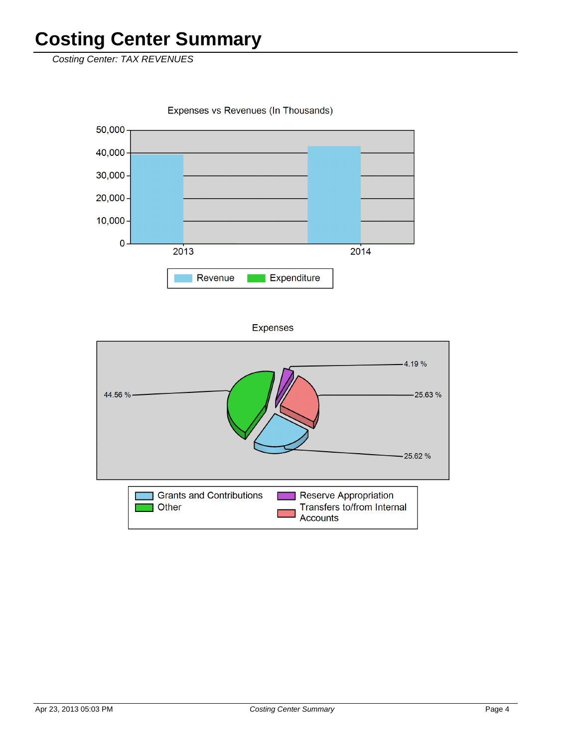# Costing Center Summary

*Costing Center: TAX REVENUES*

Expenses vs Revenues (In Thousands)

50,000
40,000
30,000
20,000
10,000
0

2013
2014

Revenue
Expenditure

Expenses

44.56 %
4.19 %
25.63 %
25.62 %

Grants and Contributions
Other
Reserve Appropriation
Transfers to/from Internal Accounts